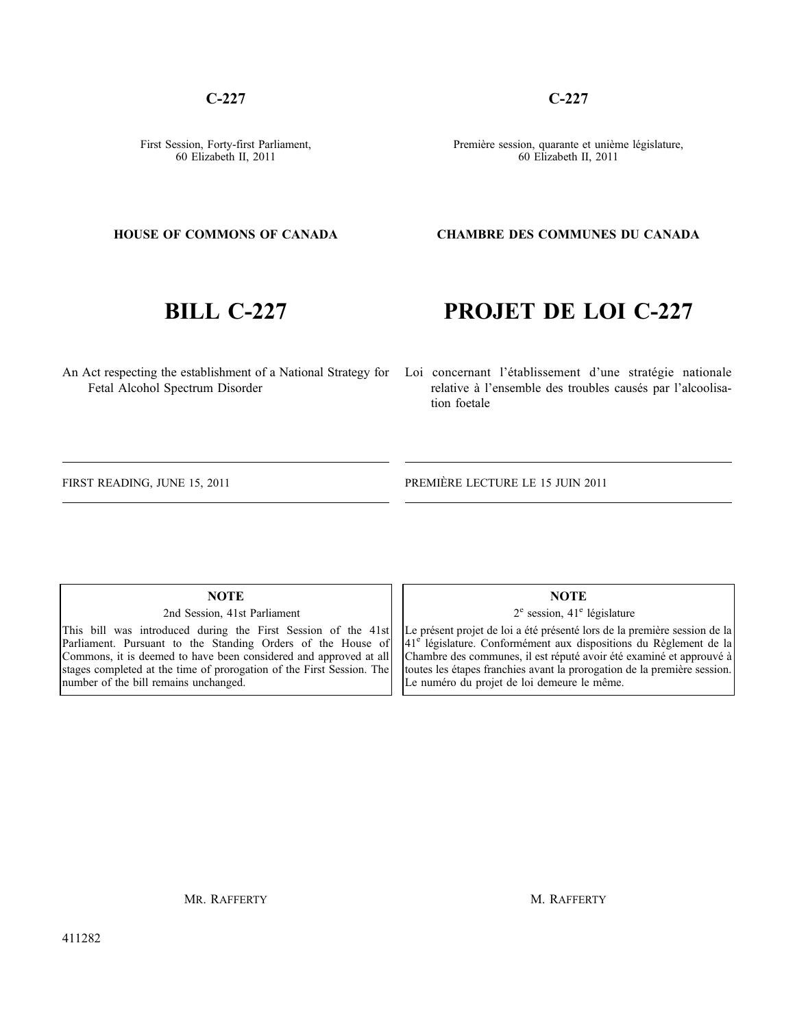**C-227**

First Session, Forty-first Parliament,
60 Elizabeth II, 2011

**HOUSE OF COMMONS OF CANADA**

# BILL C-227

An Act respecting the establishment of a National Strategy for Fetal Alcohol Spectrum Disorder

FIRST READING, JUNE 15, 2011

> **NOTE**
>
> 2nd Session, 41st Parliament
>
> This bill was introduced during the First Session of the 41st Parliament. Pursuant to the Standing Orders of the House of Commons, it is deemed to have been considered and approved at all stages completed at the time of prorogation of the First Session. The number of the bill remains unchanged.

MR. RAFFERTY

**C-227**

Première session, quarante et unième législature,
60 Elizabeth II, 2011

**CHAMBRE DES COMMUNES DU CANADA**

# PROJET DE LOI C-227

Loi concernant l'établissement d'une stratégie nationale relative à l'ensemble des troubles causés par l'alcoolisation foetale

PREMIÈRE LECTURE LE 15 JUIN 2011

> **NOTE**
>
> 2e session, 41e législature
>
> Le présent projet de loi a été présenté lors de la première session de la 41e législature. Conformément aux dispositions du Règlement de la Chambre des communes, il est réputé avoir été examiné et approuvé à toutes les étapes franchies avant la prorogation de la première session. Le numéro du projet de loi demeure le même.

M. RAFFERTY

411282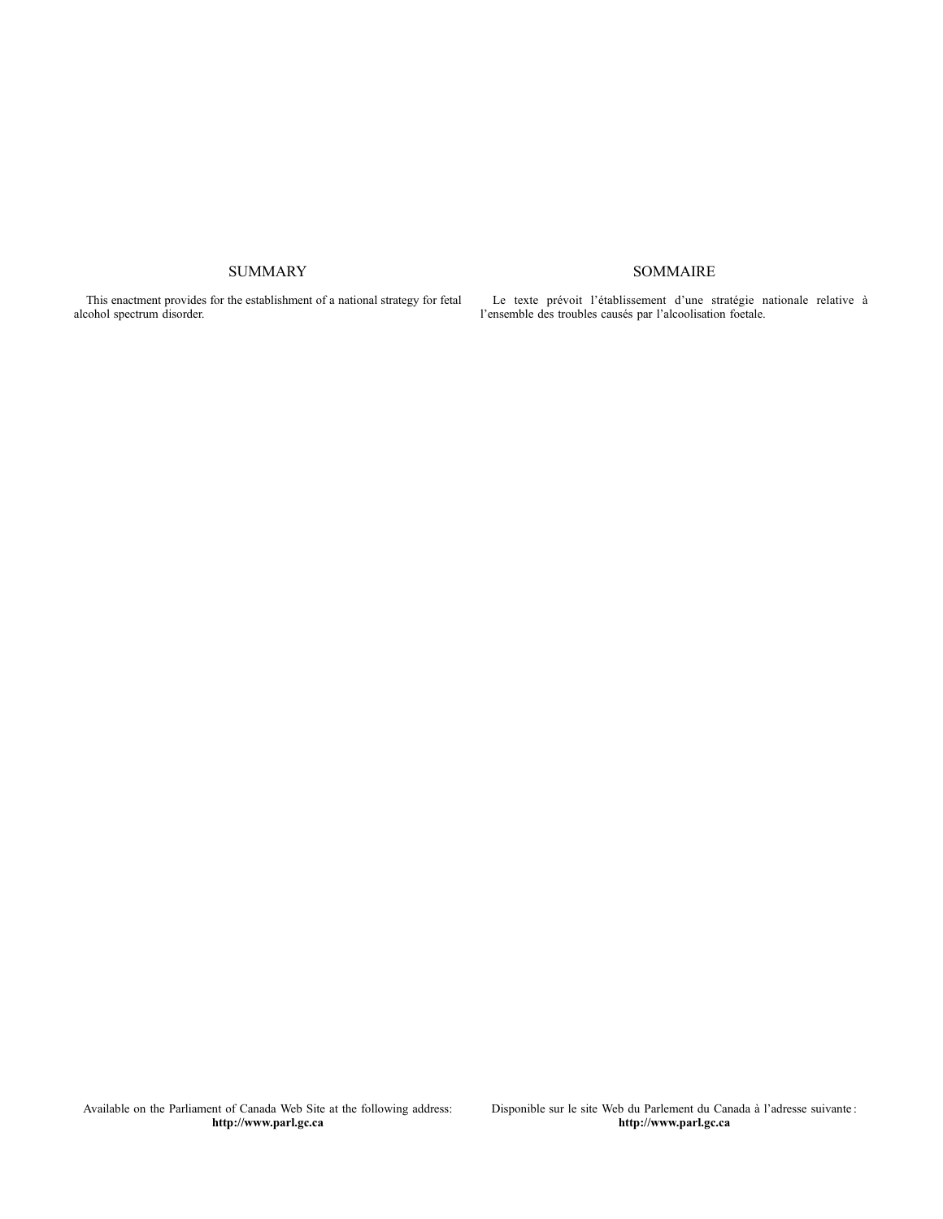## SUMMARY

This enactment provides for the establishment of a national strategy for fetal alcohol spectrum disorder.

## SOMMAIRE

Le texte prévoit l'établissement d'une stratégie nationale relative à l'ensemble des troubles causés par l'alcoolisation foetale.

Available on the Parliament of Canada Web Site at the following address:
**http://www.parl.gc.ca**

Disponible sur le site Web du Parlement du Canada à l'adresse suivante :
**http://www.parl.gc.ca**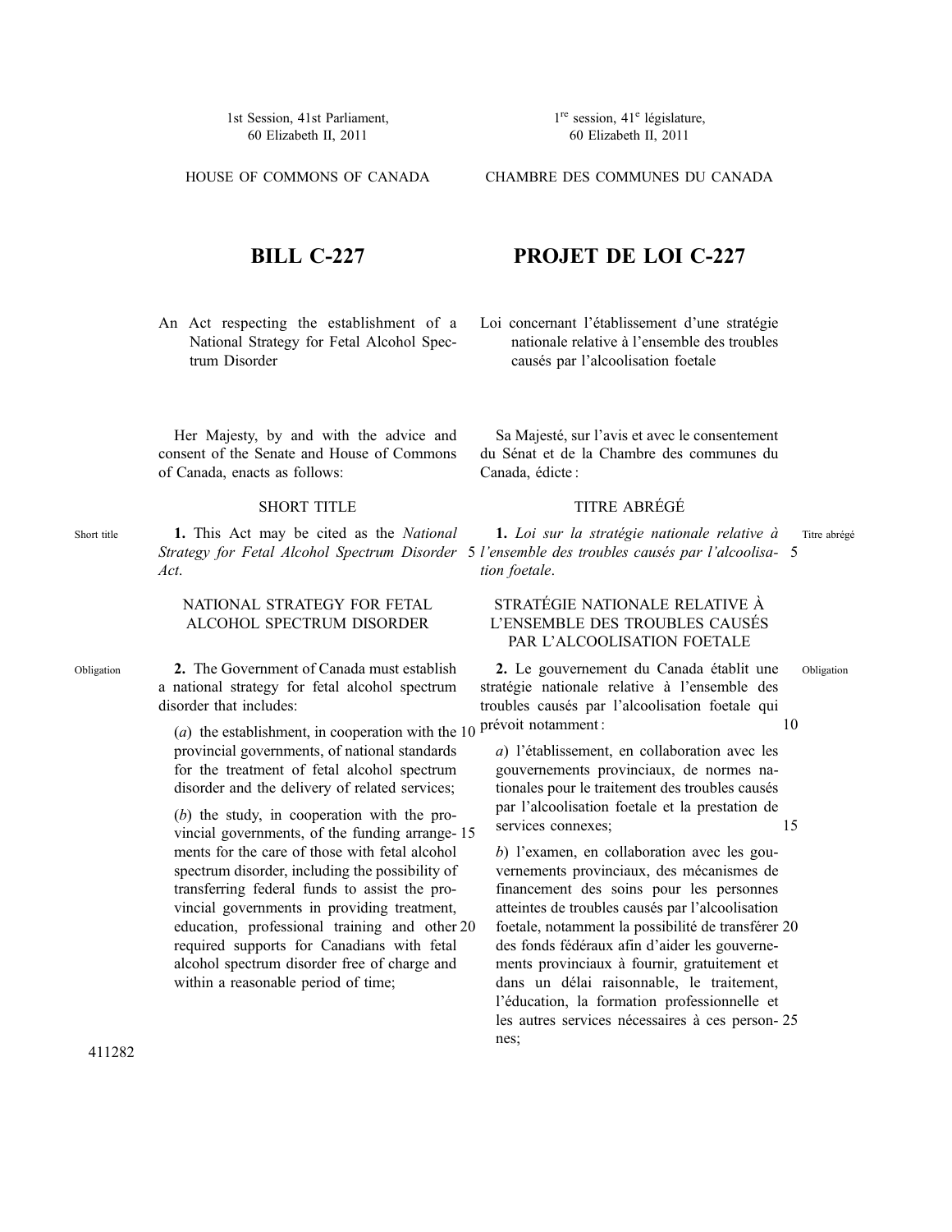1st Session, 41st Parliament,
60 Elizabeth II, 2011

HOUSE OF COMMONS OF CANADA

1re session, 41e législature,
60 Elizabeth II, 2011

CHAMBRE DES COMMUNES DU CANADA

# BILL C-227

# PROJET DE LOI C-227

An Act respecting the establishment of a National Strategy for Fetal Alcohol Spectrum Disorder

Loi concernant l'établissement d'une stratégie nationale relative à l'ensemble des troubles causés par l'alcoolisation foetale

Her Majesty, by and with the advice and consent of the Senate and House of Commons of Canada, enacts as follows:

Sa Majesté, sur l'avis et avec le consentement du Sénat et de la Chambre des communes du Canada, édicte :

## SHORT TITLE

Short title

**1.** This Act may be cited as the *National Strategy for Fetal Alcohol Spectrum Disorder Act*.

## TITRE ABRÉGÉ

Titre abrégé

**1.** *Loi sur la stratégie nationale relative à l'ensemble des troubles causés par l'alcoolisation foetale*.

## NATIONAL STRATEGY FOR FETAL ALCOHOL SPECTRUM DISORDER

Obligation

**2.** The Government of Canada must establish a national strategy for fetal alcohol spectrum disorder that includes:

(*a*) the establishment, in cooperation with the provincial governments, of national standards for the treatment of fetal alcohol spectrum disorder and the delivery of related services;

(*b*) the study, in cooperation with the provincial governments, of the funding arrangements for the care of those with fetal alcohol spectrum disorder, including the possibility of transferring federal funds to assist the provincial governments in providing treatment, education, professional training and other required supports for Canadians with fetal alcohol spectrum disorder free of charge and within a reasonable period of time;

## STRATÉGIE NATIONALE RELATIVE À L'ENSEMBLE DES TROUBLES CAUSÉS PAR L'ALCOOLISATION FOETALE

Obligation

**2.** Le gouvernement du Canada établit une stratégie nationale relative à l'ensemble des troubles causés par l'alcoolisation foetale qui prévoit notamment :

*a*) l'établissement, en collaboration avec les gouvernements provinciaux, de normes nationales pour le traitement des troubles causés par l'alcoolisation foetale et la prestation de services connexes;

*b*) l'examen, en collaboration avec les gouvernements provinciaux, des mécanismes de financement des soins pour les personnes atteintes de troubles causés par l'alcoolisation foetale, notamment la possibilité de transférer des fonds fédéraux afin d'aider les gouvernements provinciaux à fournir, gratuitement et dans un délai raisonnable, le traitement, l'éducation, la formation professionnelle et les autres services nécessaires à ces personnes;

411282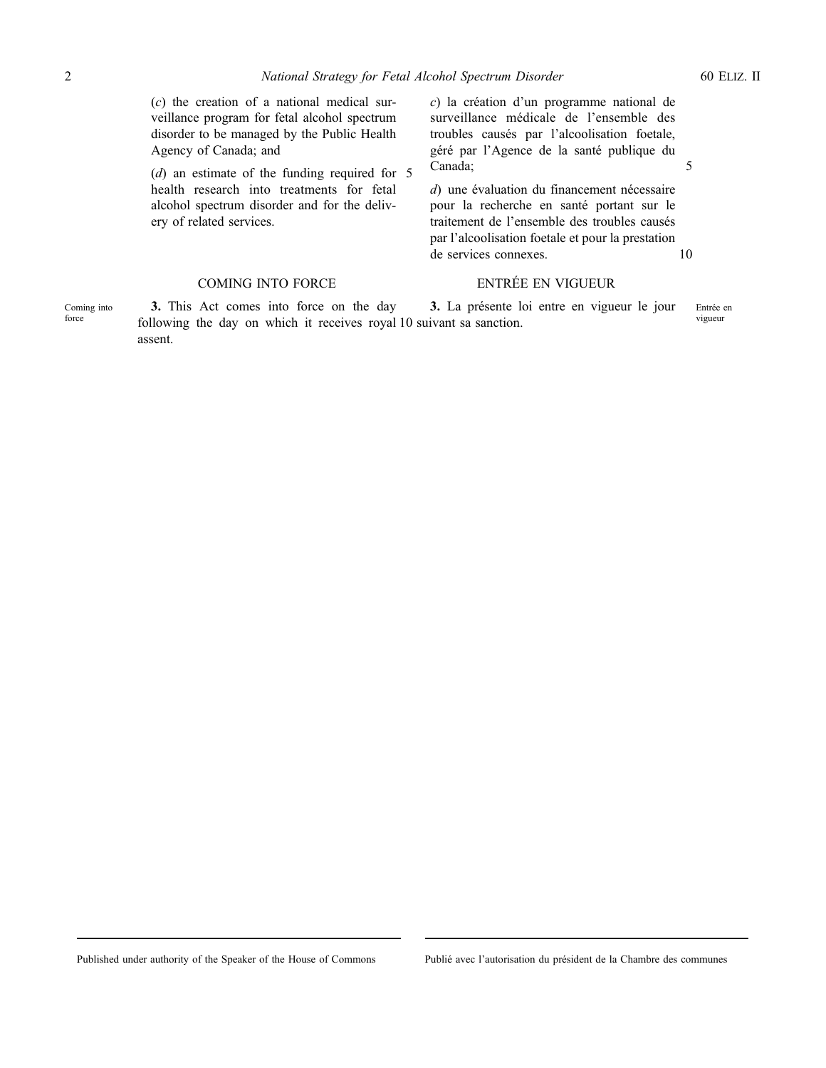(*c*) the creation of a national medical surveillance program for fetal alcohol spectrum disorder to be managed by the Public Health Agency of Canada; and

(*d*) an estimate of the funding required for health research into treatments for fetal alcohol spectrum disorder and for the delivery of related services.

*c*) la création d'un programme national de surveillance médicale de l'ensemble des troubles causés par l'alcoolisation foetale, géré par l'Agence de la santé publique du Canada;

*d*) une évaluation du financement nécessaire pour la recherche en santé portant sur le traitement de l'ensemble des troubles causés par l'alcoolisation foetale et pour la prestation de services connexes.

## COMING INTO FORCE

Coming into force

**3.** This Act comes into force on the day following the day on which it receives royal assent.

## ENTRÉE EN VIGUEUR

Entrée en vigueur

**3.** La présente loi entre en vigueur le jour suivant sa sanction.

Published under authority of the Speaker of the House of Commons

Publié avec l'autorisation du président de la Chambre des communes